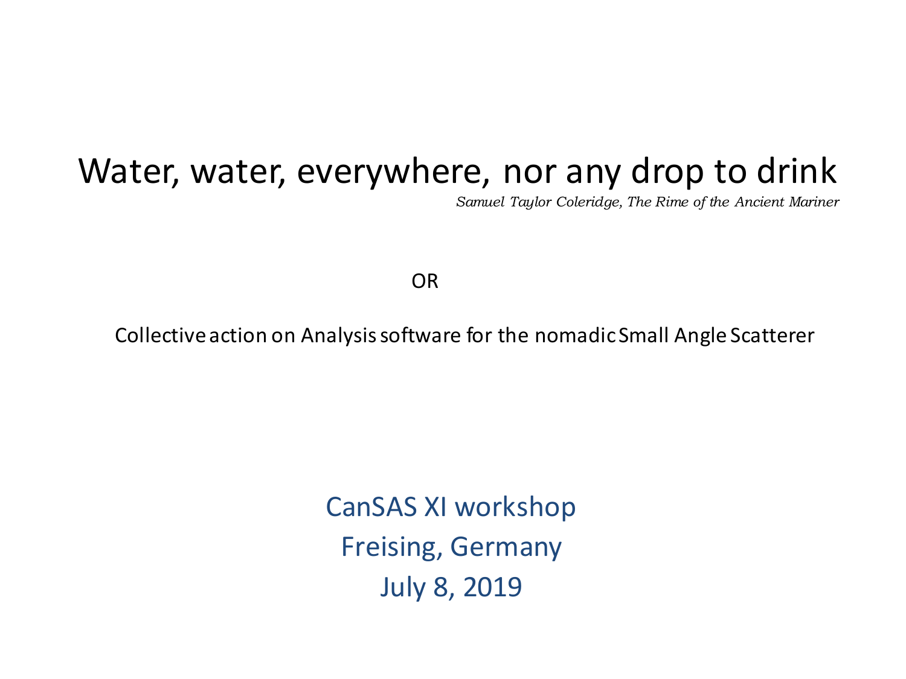# Water, water, everywhere, nor any drop to drink

*Samuel Taylor Coleridge, The Rime of the Ancient Mariner*

OR

Collective action on Analysis software for the nomadic Small Angle Scatterer

CanSAS XI workshop

Freising, Germany

July 8, 2019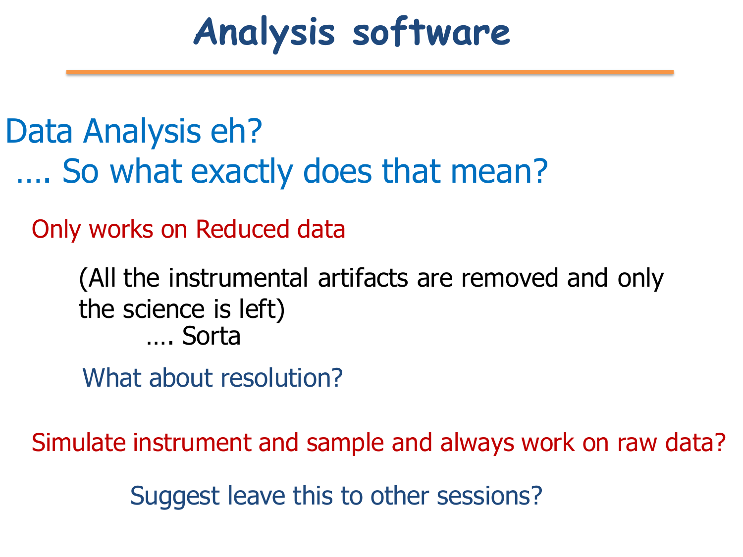# Analysis software

## Data Analysis eh?

## …. So what exactly does that mean?

Only works on Reduced data

(All the instrumental artifacts are removed and only the science is left)

…. Sorta

What about resolution?

Simulate instrument and sample and always work on raw data?

Suggest leave this to other sessions?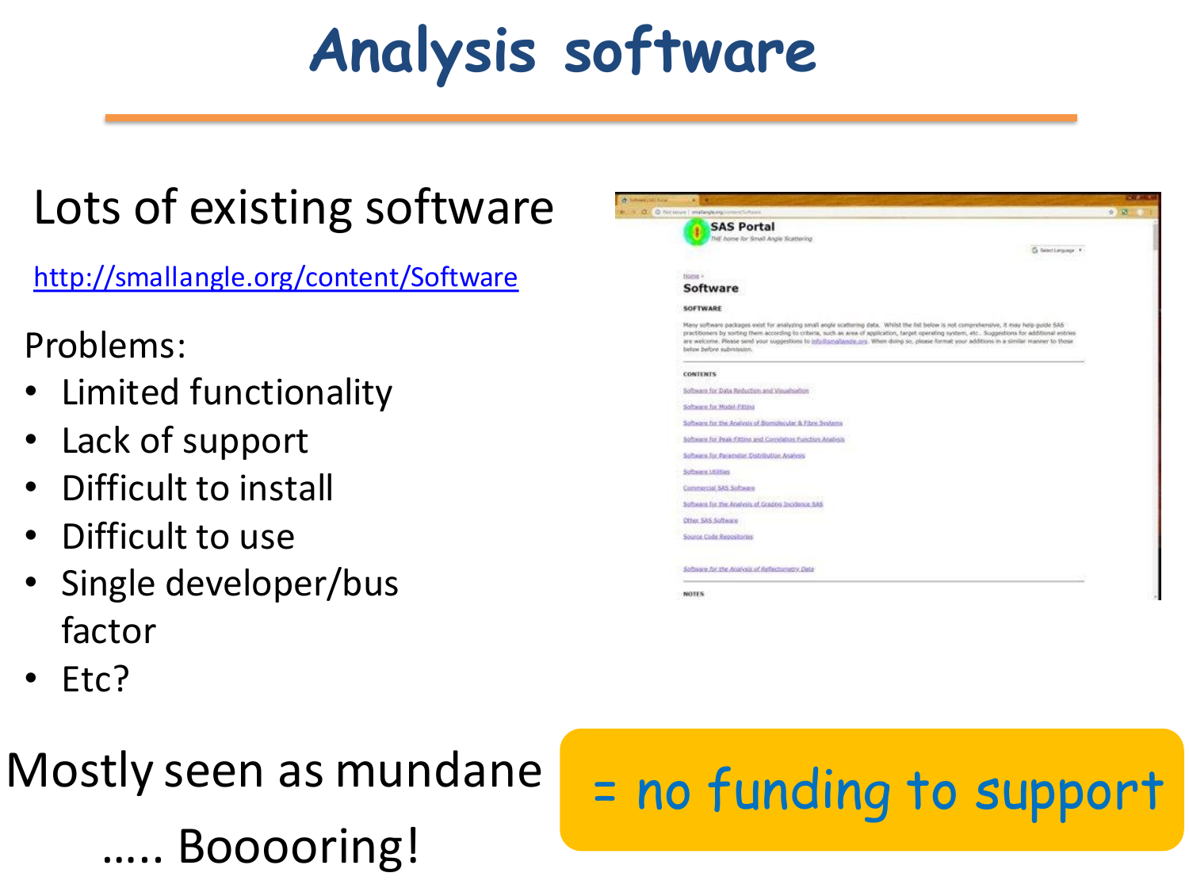# Analysis software

## Lots of existing software

http://smallangle.org/content/Software

Problems:

- Limited functionality
- Lack of support
- Difficult to install
- Difficult to use
- Single developer/bus factor
- Etc?

Mostly seen as mundane

….. Boooooring!

= no funding to support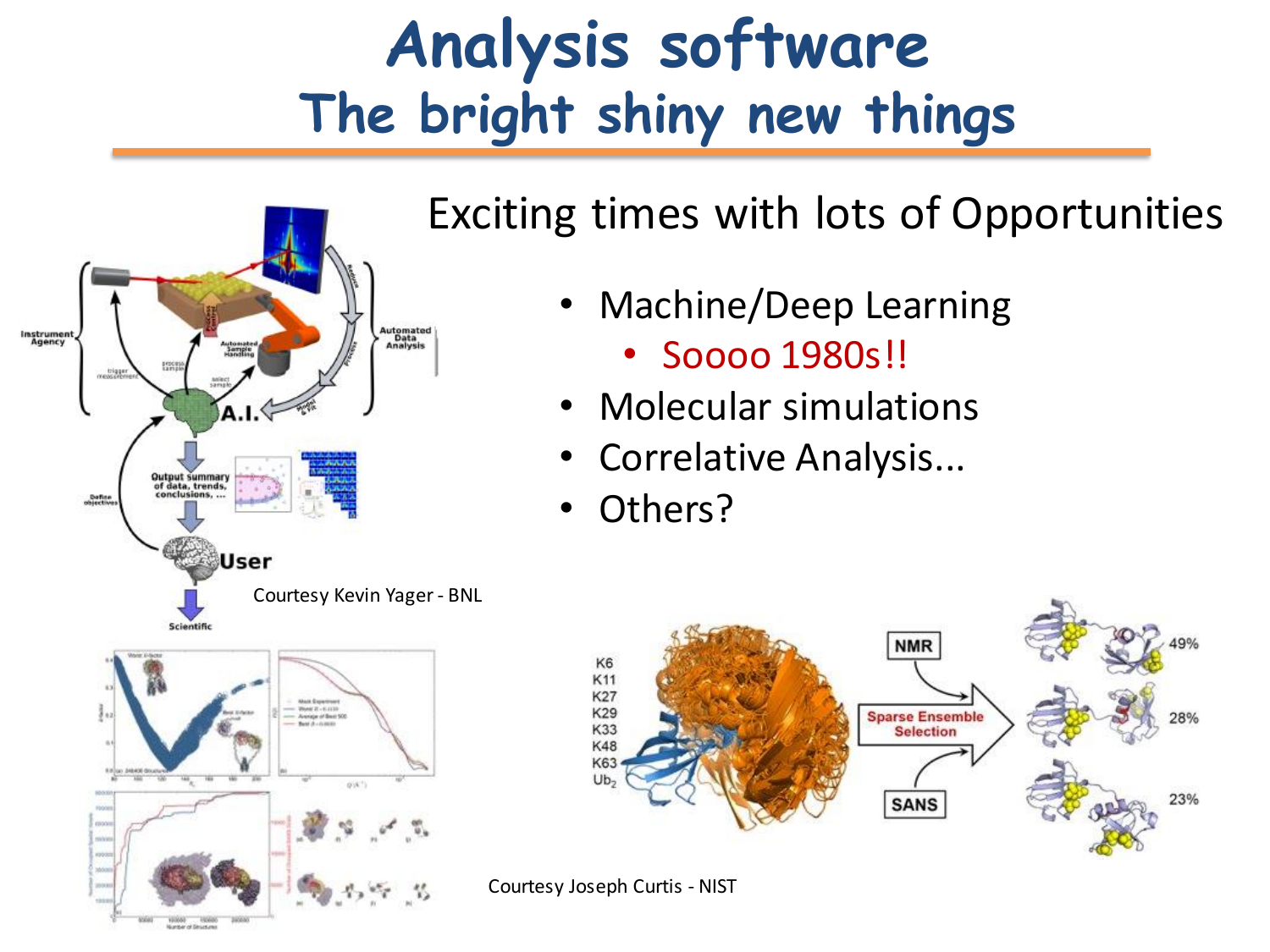# Analysis software
## The bright shiny new things

Exciting times with lots of Opportunities

- Machine/Deep Learning
  - Soooo 1980s!!
- Molecular simulations
- Correlative Analysis...
- Others?

Courtesy Kevin Yager - BNL

Courtesy Joseph Curtis - NIST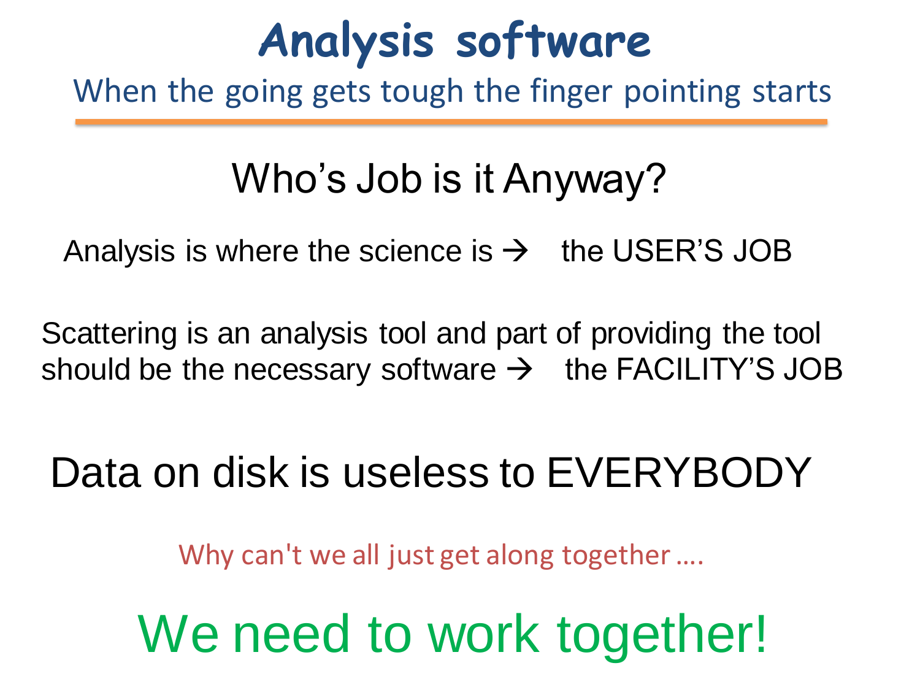# Analysis software

When the going gets tough the finger pointing starts

## Who’s Job is it Anyway?

Analysis is where the science is → the USER’S JOB

Scattering is an analysis tool and part of providing the tool should be the necessary software → the FACILITY’S JOB

Data on disk is useless to EVERYBODY

Why can't we all just get along together ….

We need to work together!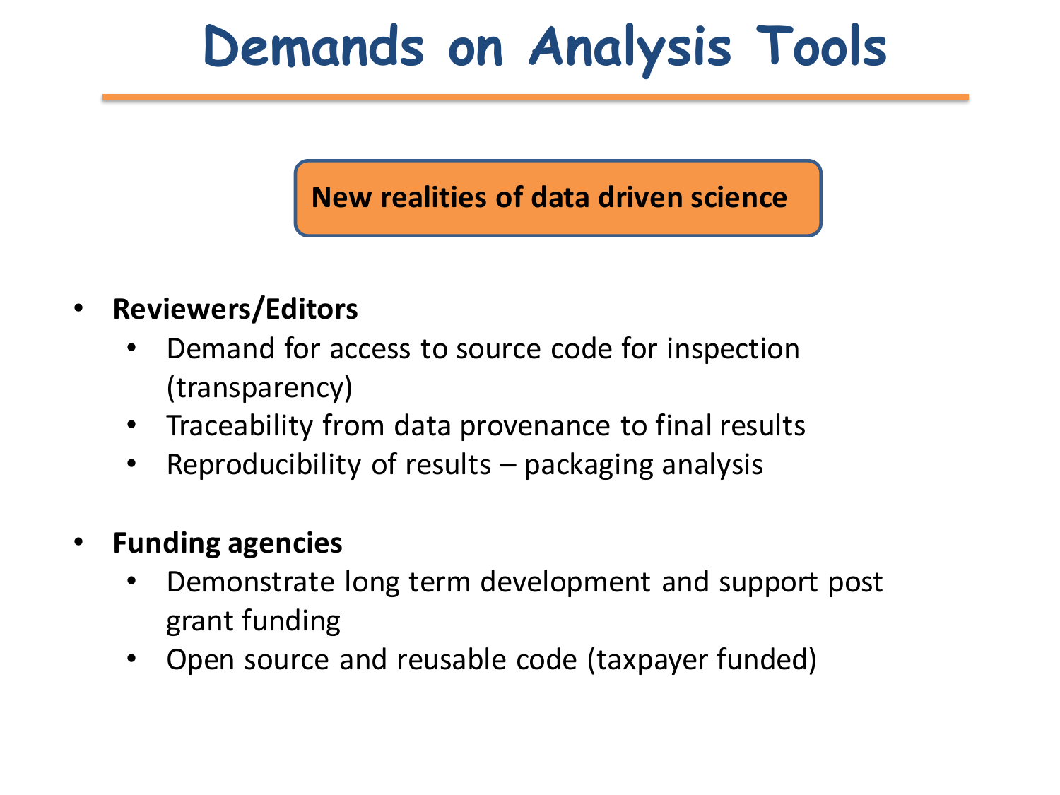# Demands on Analysis Tools

**New realities of data driven science**

- **Reviewers/Editors**
  - Demand for access to source code for inspection (transparency)
  - Traceability from data provenance to final results
  - Reproducibility of results – packaging analysis

- **Funding agencies**
  - Demonstrate long term development and support post grant funding
  - Open source and reusable code (taxpayer funded)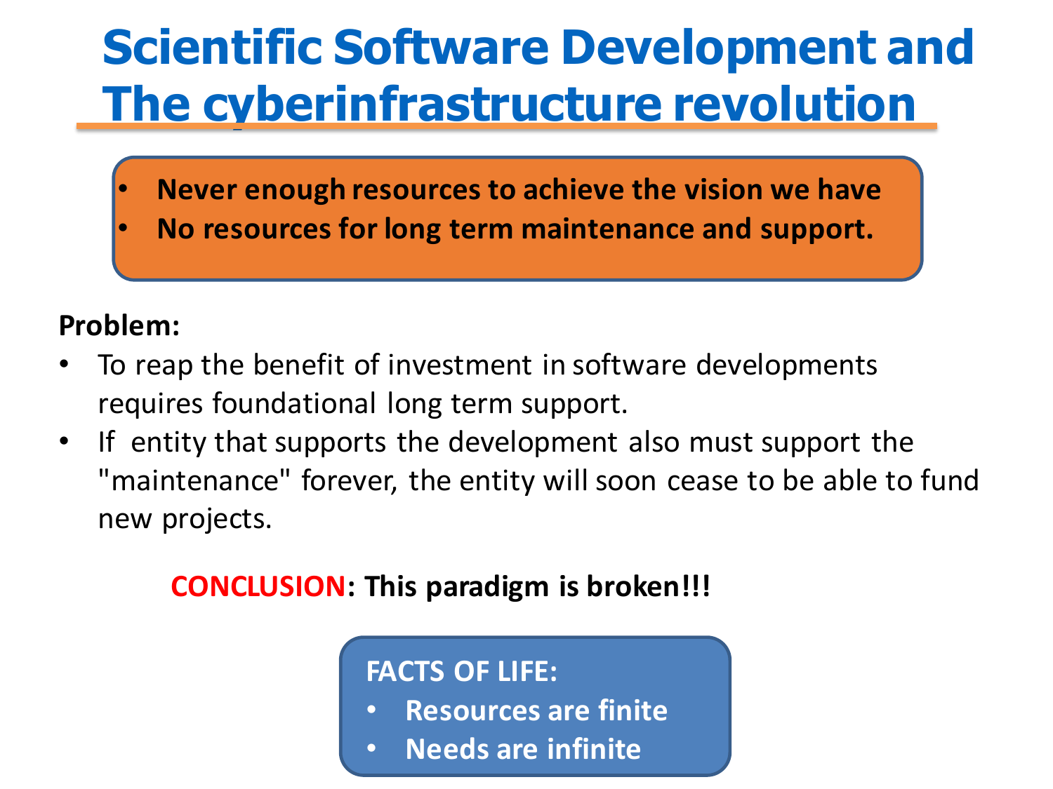# Scientific Software Development and The cyberinfrastructure revolution

- **Never enough resources to achieve the vision we have**
- **No resources for long term maintenance and support.**

**Problem:**

- To reap the benefit of investment in software developments requires foundational long term support.
- If entity that supports the development also must support the "maintenance" forever, the entity will soon cease to be able to fund new projects.

**CONCLUSION: This paradigm is broken!!!**

**FACTS OF LIFE:**

- **Resources are finite**
- **Needs are infinite**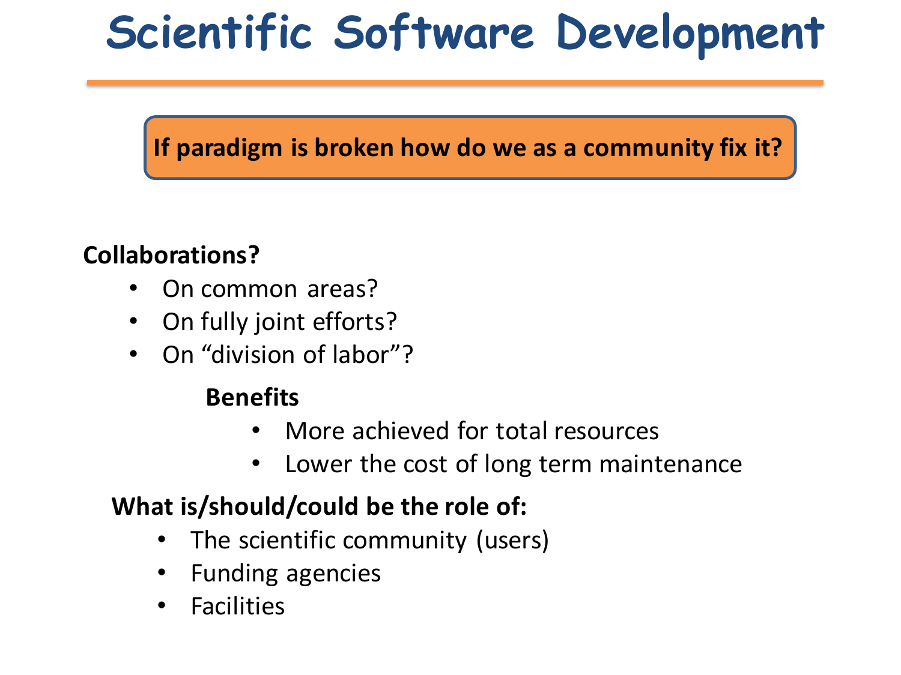# Scientific Software Development

**If paradigm is broken how do we as a community fix it?**

**Collaborations?**

- On common areas?
- On fully joint efforts?
- On "division of labor"?

**Benefits**

- More achieved for total resources
- Lower the cost of long term maintenance

**What is/should/could be the role of:**

- The scientific community (users)
- Funding agencies
- Facilities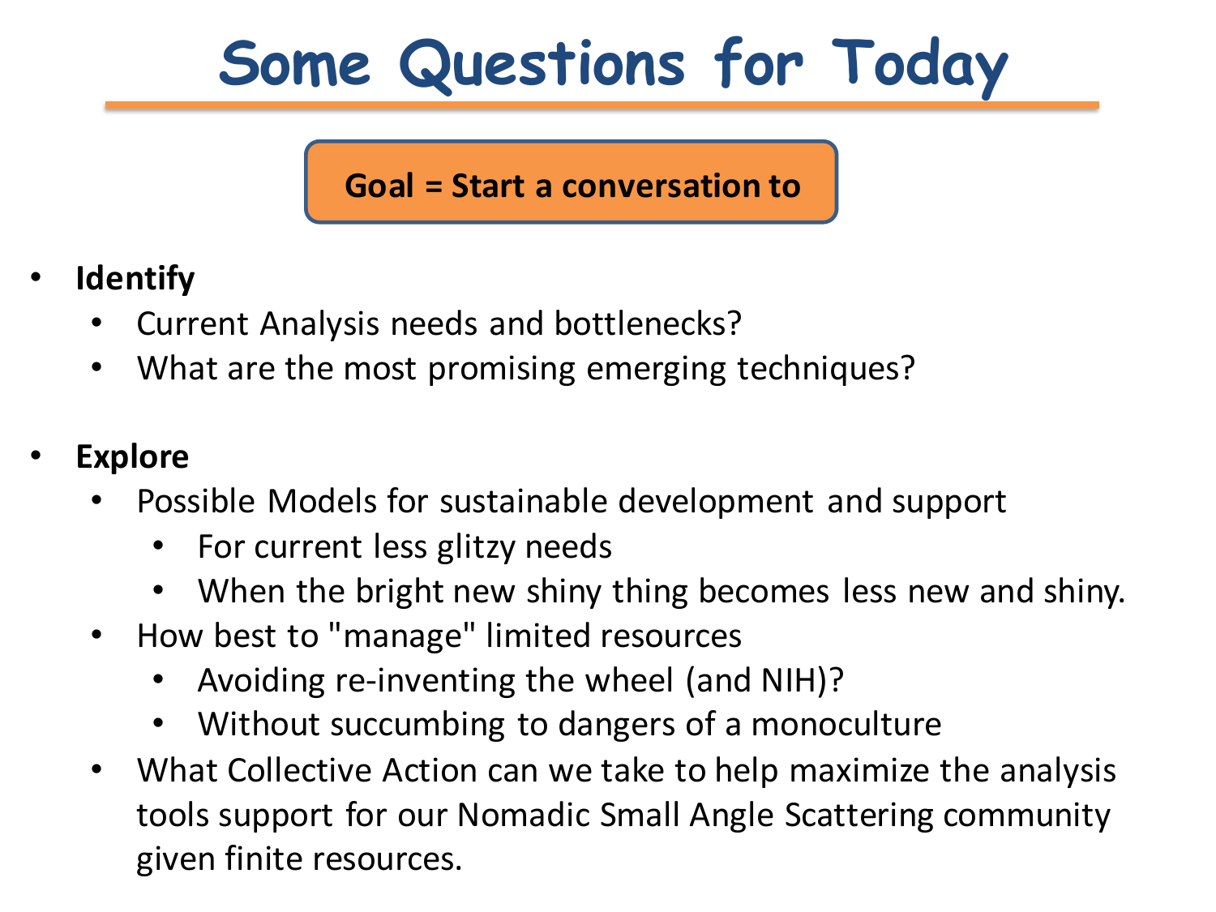# Some Questions for Today

**Goal = Start a conversation to**

- **Identify**
  - Current Analysis needs and bottlenecks?
  - What are the most promising emerging techniques?

- **Explore**
  - Possible Models for sustainable development and support
    - For current less glitzy needs
    - When the bright new shiny thing becomes less new and shiny.
  - How best to "manage" limited resources
    - Avoiding re-inventing the wheel (and NIH)?
    - Without succumbing to dangers of a monoculture
  - What Collective Action can we take to help maximize the analysis tools support for our Nomadic Small Angle Scattering community given finite resources.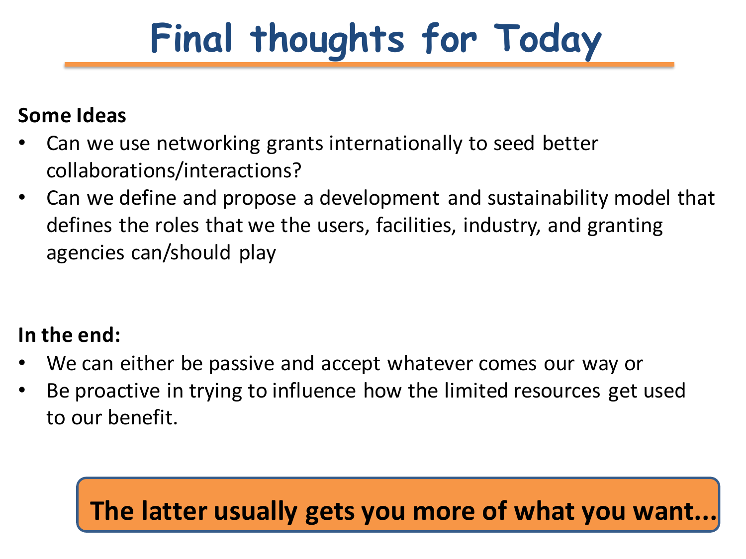# Final thoughts for Today

**Some Ideas**

- Can we use networking grants internationally to seed better collaborations/interactions?
- Can we define and propose a development and sustainability model that defines the roles that we the users, facilities, industry, and granting agencies can/should play

**In the end:**

- We can either be passive and accept whatever comes our way or
- Be proactive in trying to influence how the limited resources get used to our benefit.

**The latter usually gets you more of what you want...**